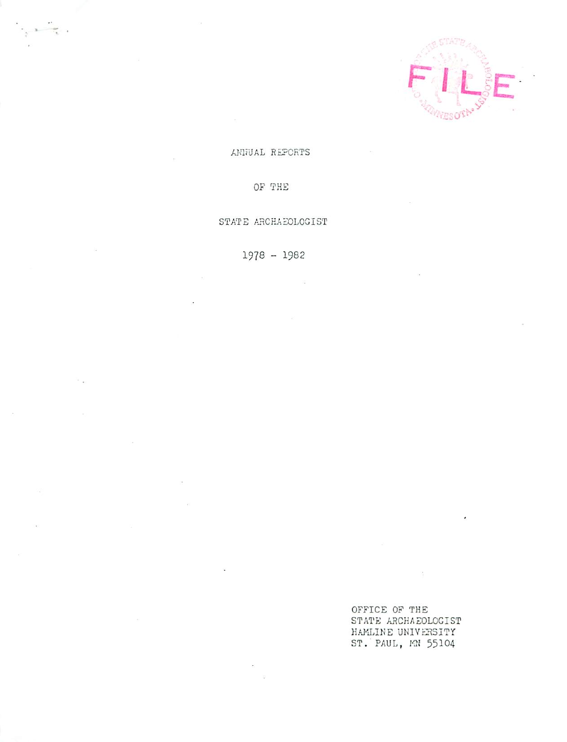# ANNUAL REPORTS

# OF THE

# STATE ARCHAEOLOGIST

# 1978 - 1982

OFFICE OF THE
STATE ARCHAEOLOGIST
HAMLINE UNIVERSITY
ST. PAUL, MN 55104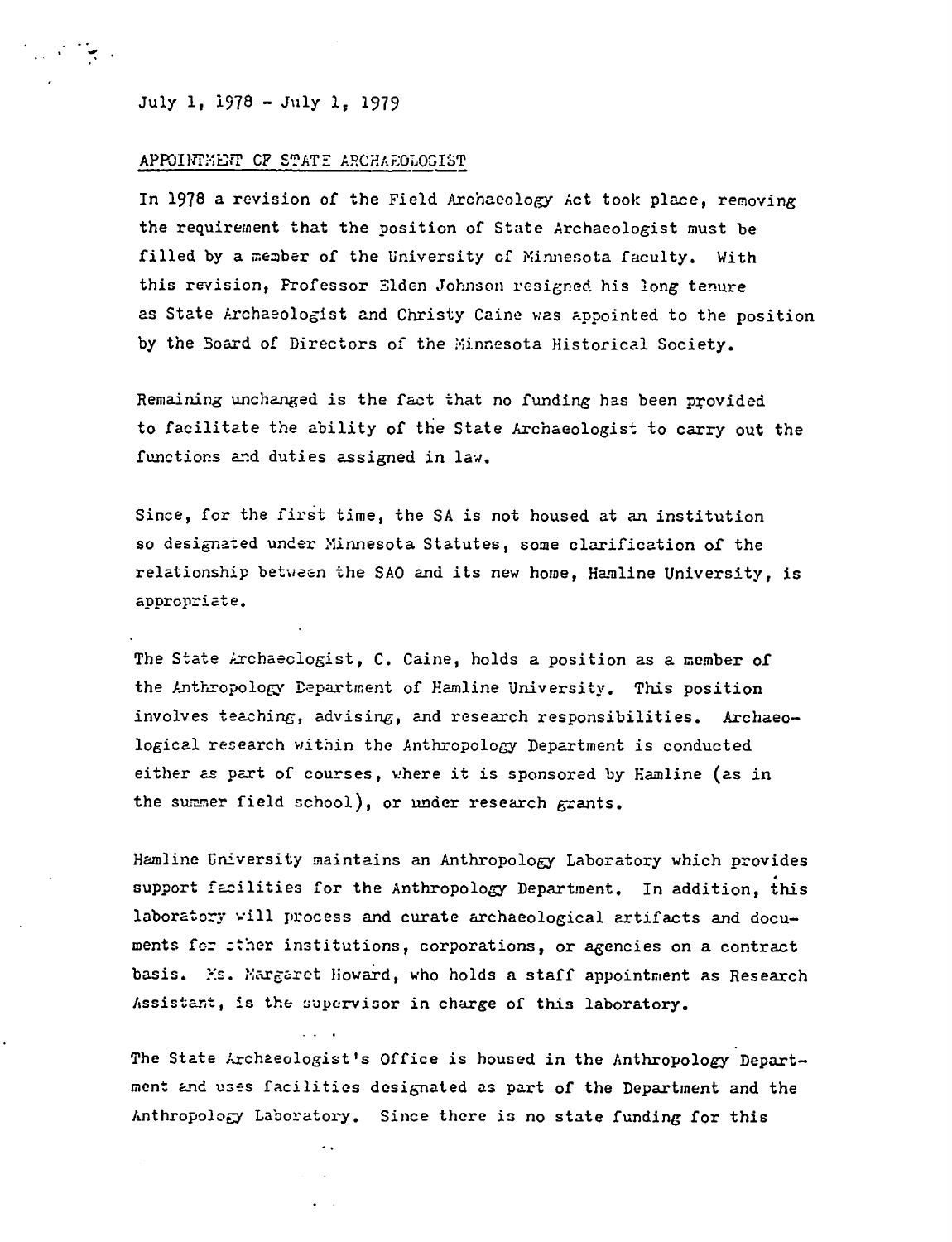July 1, 1978 - July 1, 1979

## APPOINTMENT OF STATE ARCHAEOLOGIST

In 1978 a revision of the Field Archaeology Act took place, removing the requirement that the position of State Archaeologist must be filled by a member of the University of Minnesota faculty. With this revision, Professor Elden Johnson resigned his long tenure as State Archaeologist and Christy Caine was appointed to the position by the Board of Directors of the Minnesota Historical Society.

Remaining unchanged is the fact that no funding has been provided to facilitate the ability of the State Archaeologist to carry out the functions and duties assigned in law.

Since, for the first time, the SA is not housed at an institution so designated under Minnesota Statutes, some clarification of the relationship between the SAO and its new home, Hamline University, is appropriate.

The State Archaeologist, C. Caine, holds a position as a member of the Anthropology Department of Hamline University. This position involves teaching, advising, and research responsibilities. Archaeological research within the Anthropology Department is conducted either as part of courses, where it is sponsored by Hamline (as in the summer field school), or under research grants.

Hamline University maintains an Anthropology Laboratory which provides support facilities for the Anthropology Department. In addition, this laboratory will process and curate archaeological artifacts and documents for other institutions, corporations, or agencies on a contract basis. Ms. Margaret Howard, who holds a staff appointment as Research Assistant, is the supervisor in charge of this laboratory.

The State Archaeologist's Office is housed in the Anthropology Department and uses facilities designated as part of the Department and the Anthropology Laboratory. Since there is no state funding for this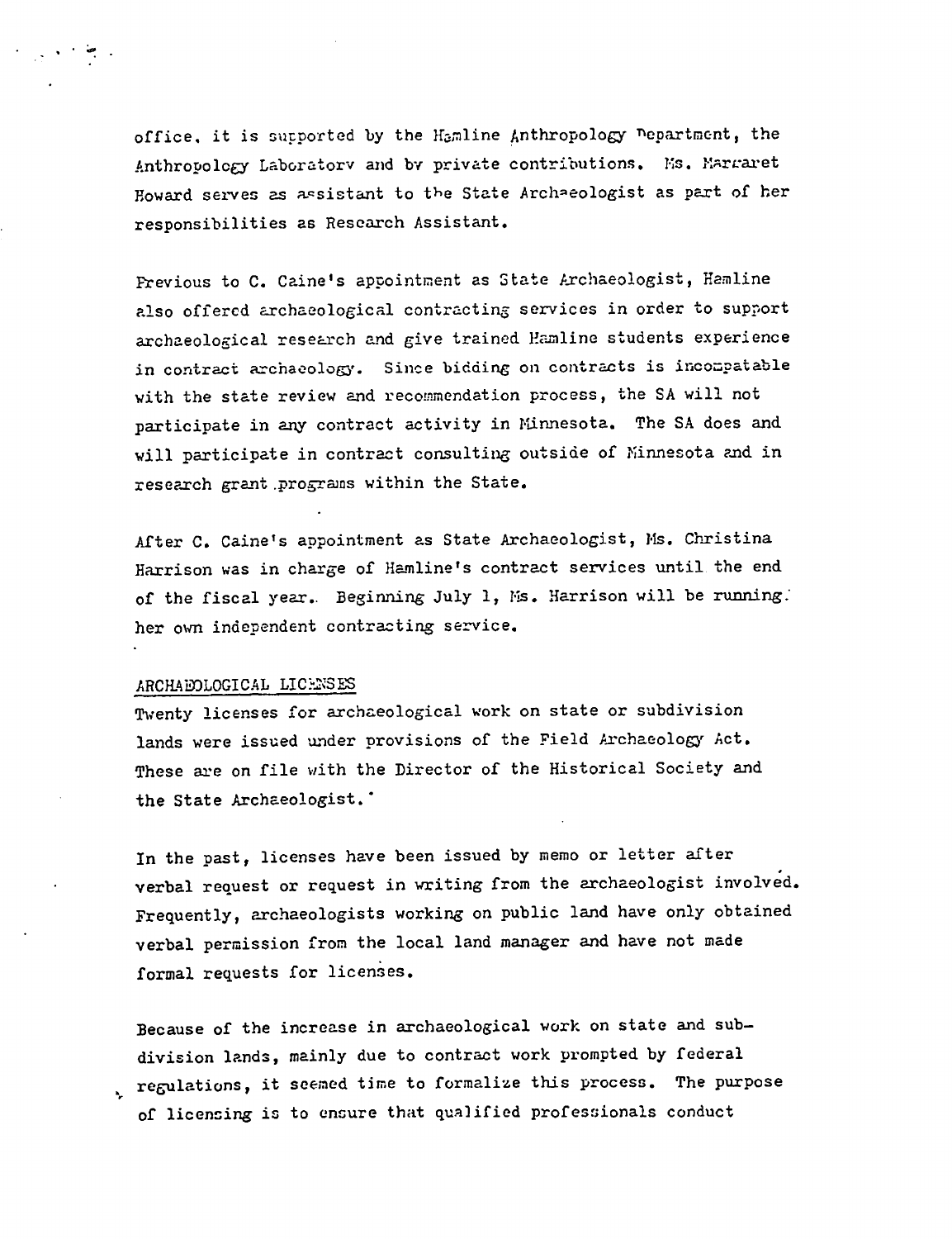office, it is supported by the Hamline Anthropology Department, the Anthropology Laboratory and by private contributions. Ms. Margaret Howard serves as assistant to the State Archaeologist as part of her responsibilities as Research Assistant.

Previous to C. Caine's appointment as State Archaeologist, Hamline also offered archaeological contracting services in order to support archaeological research and give trained Hamline students experience in contract archaeology. Since bidding on contracts is incompatable with the state review and recommendation process, the SA will not participate in any contract activity in Minnesota. The SA does and will participate in contract consulting outside of Minnesota and in research grant programs within the State.

After C. Caine's appointment as State Archaeologist, Ms. Christina Harrison was in charge of Hamline's contract services until the end of the fiscal year. Beginning July 1, Ms. Harrison will be running her own independent contracting service.

ARCHAEOLOGICAL LICENSES

Twenty licenses for archaeological work on state or subdivision lands were issued under provisions of the Field Archaeology Act. These are on file with the Director of the Historical Society and the State Archaeologist.

In the past, licenses have been issued by memo or letter after verbal request or request in writing from the archaeologist involved. Frequently, archaeologists working on public land have only obtained verbal permission from the local land manager and have not made formal requests for licenses.

Because of the increase in archaeological work on state and subdivision lands, mainly due to contract work prompted by federal regulations, it seemed time to formalize this process. The purpose of licensing is to ensure that qualified professionals conduct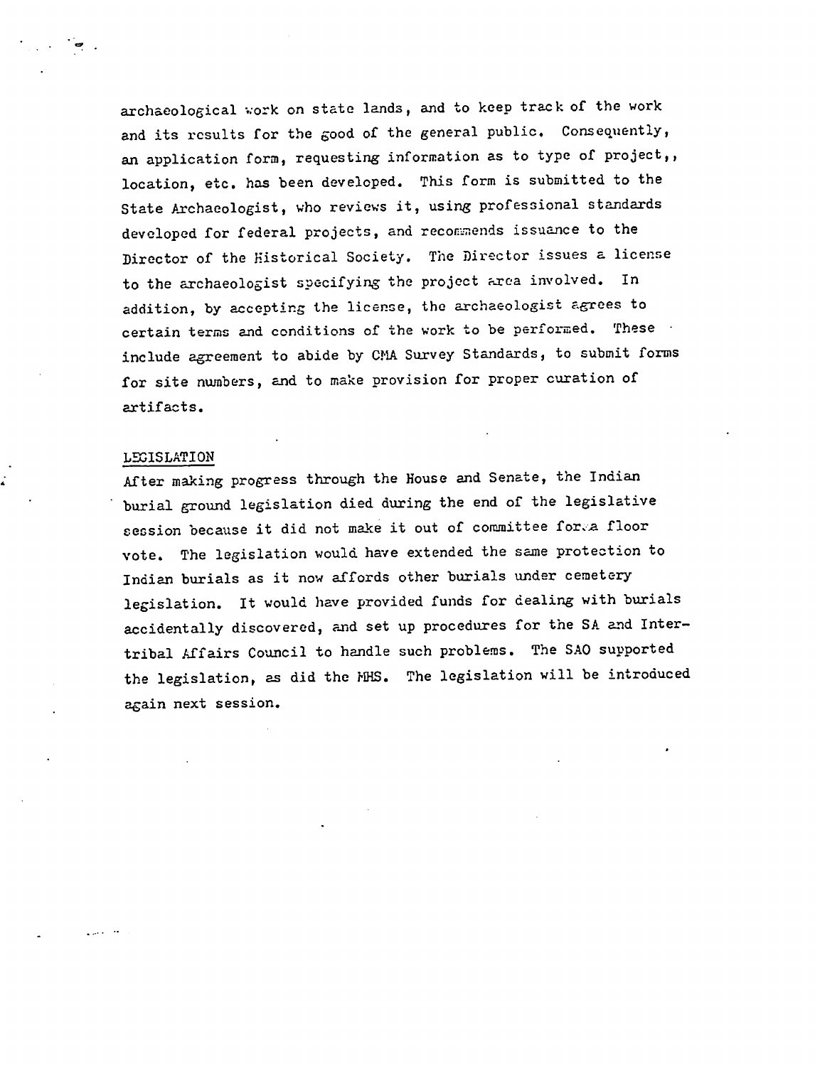archaeological work on state lands, and to keep track of the work and its results for the good of the general public. Consequently, an application form, requesting information as to type of project,, location, etc. has been developed. This form is submitted to the State Archaeologist, who reviews it, using professional standards developed for federal projects, and recommends issuance to the Director of the Historical Society. The Director issues a license to the archaeologist specifying the project area involved. In addition, by accepting the license, the archaeologist agrees to certain terms and conditions of the work to be performed. These include agreement to abide by CMA Survey Standards, to submit forms for site numbers, and to make provision for proper curation of artifacts.

## LEGISLATION

After making progress through the House and Senate, the Indian burial ground legislation died during the end of the legislative session because it did not make it out of committee for a floor vote. The legislation would have extended the same protection to Indian burials as it now affords other burials under cemetery legislation. It would have provided funds for dealing with burials accidentally discovered, and set up procedures for the SA and Inter-tribal Affairs Council to handle such problems. The SAO supported the legislation, as did the MHS. The legislation will be introduced again next session.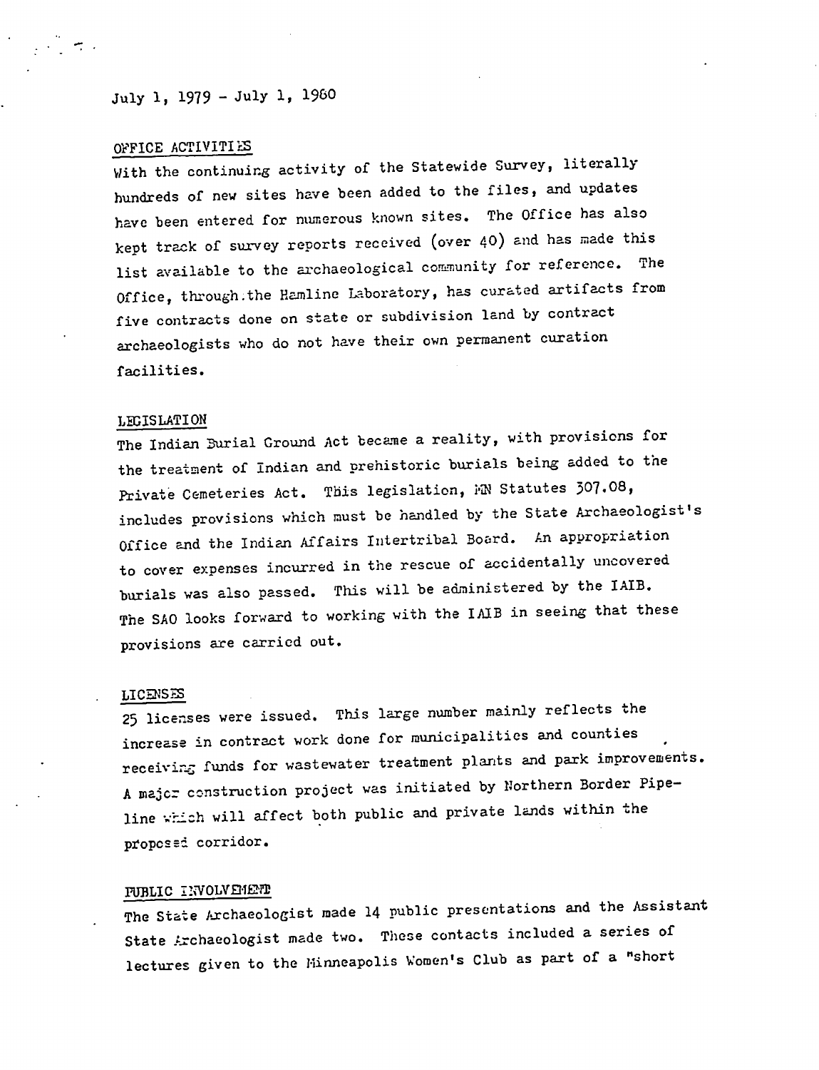July 1, 1979 - July 1, 1980

OFFICE ACTIVITIES

With the continuing activity of the Statewide Survey, literally hundreds of new sites have been added to the files, and updates have been entered for numerous known sites. The Office has also kept track of survey reports received (over 40) and has made this list available to the archaeological community for reference. The Office, through the Hamline Laboratory, has curated artifacts from five contracts done on state or subdivision land by contract archaeologists who do not have their own permanent curation facilities.

LEGISLATION

The Indian Burial Ground Act became a reality, with provisions for the treatment of Indian and prehistoric burials being added to the Private Cemeteries Act. This legislation, MN Statutes 307.08, includes provisions which must be handled by the State Archaeologist's Office and the Indian Affairs Intertribal Board. An appropriation to cover expenses incurred in the rescue of accidentally uncovered burials was also passed. This will be administered by the IAIB. The SAO looks forward to working with the IAIB in seeing that these provisions are carried out.

LICENSES

25 licenses were issued. This large number mainly reflects the increase in contract work done for municipalities and counties receiving funds for wastewater treatment plants and park improvements. A major construction project was initiated by Northern Border Pipeline which will affect both public and private lands within the proposed corridor.

PUBLIC INVOLVEMENT

The State Archaeologist made 14 public presentations and the Assistant State Archaeologist made two. These contacts included a series of lectures given to the Minneapolis Women's Club as part of a "short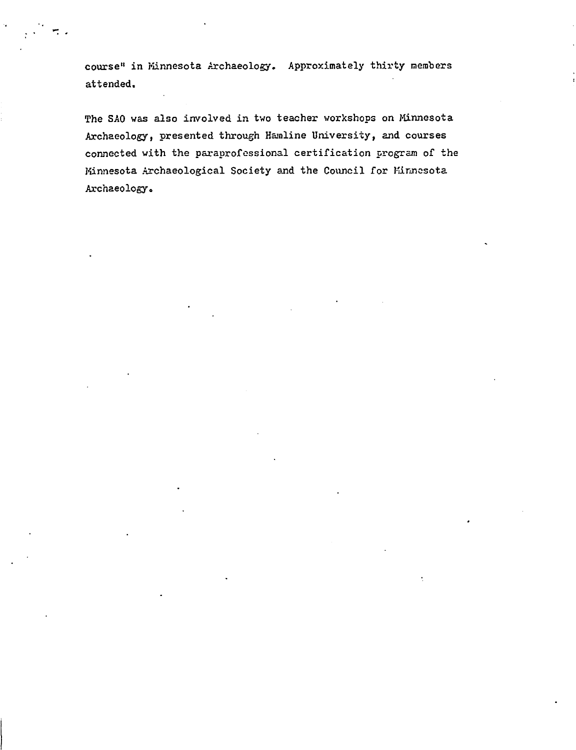course" in Minnesota Archaeology. Approximately thirty members attended.

The SAO was also involved in two teacher workshops on Minnesota Archaeology, presented through Hamline University, and courses connected with the paraprofessional certification program of the Minnesota Archaeological Society and the Council for Minnesota Archaeology.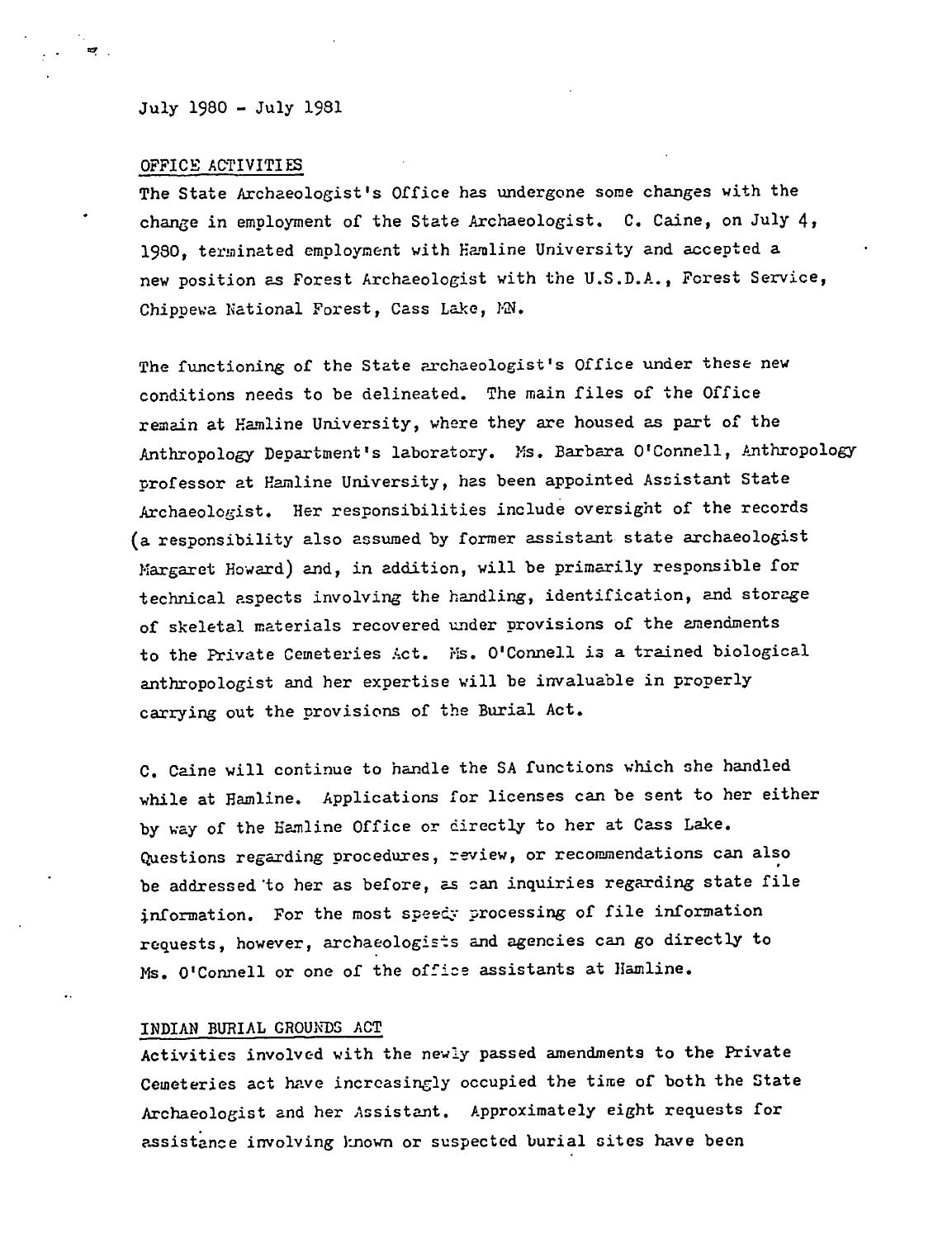July 1980 - July 1981

OFFICE ACTIVITIES

The State Archaeologist's Office has undergone some changes with the change in employment of the State Archaeologist. C. Caine, on July 4, 1980, terminated employment with Hamline University and accepted a new position as Forest Archaeologist with the U.S.D.A., Forest Service, Chippewa National Forest, Cass Lake, MN.

The functioning of the State archaeologist's Office under these new conditions needs to be delineated. The main files of the Office remain at Hamline University, where they are housed as part of the Anthropology Department's laboratory. Ms. Barbara O'Connell, Anthropology professor at Hamline University, has been appointed Assistant State Archaeologist. Her responsibilities include oversight of the records (a responsibility also assumed by former assistant state archaeologist Margaret Howard) and, in addition, will be primarily responsible for technical aspects involving the handling, identification, and storage of skeletal materials recovered under provisions of the amendments to the Private Cemeteries Act. Ms. O'Connell is a trained biological anthropologist and her expertise will be invaluable in properly carrying out the provisions of the Burial Act.

C. Caine will continue to handle the SA functions which she handled while at Hamline. Applications for licenses can be sent to her either by way of the Hamline Office or directly to her at Cass Lake. Questions regarding procedures, review, or recommendations can also be addressed to her as before, as can inquiries regarding state file information. For the most speedy processing of file information requests, however, archaeologists and agencies can go directly to Ms. O'Connell or one of the office assistants at Hamline.

INDIAN BURIAL GROUNDS ACT

Activities involved with the newly passed amendments to the Private Cemeteries act have increasingly occupied the time of both the State Archaeologist and her Assistant. Approximately eight requests for assistance involving known or suspected burial sites have been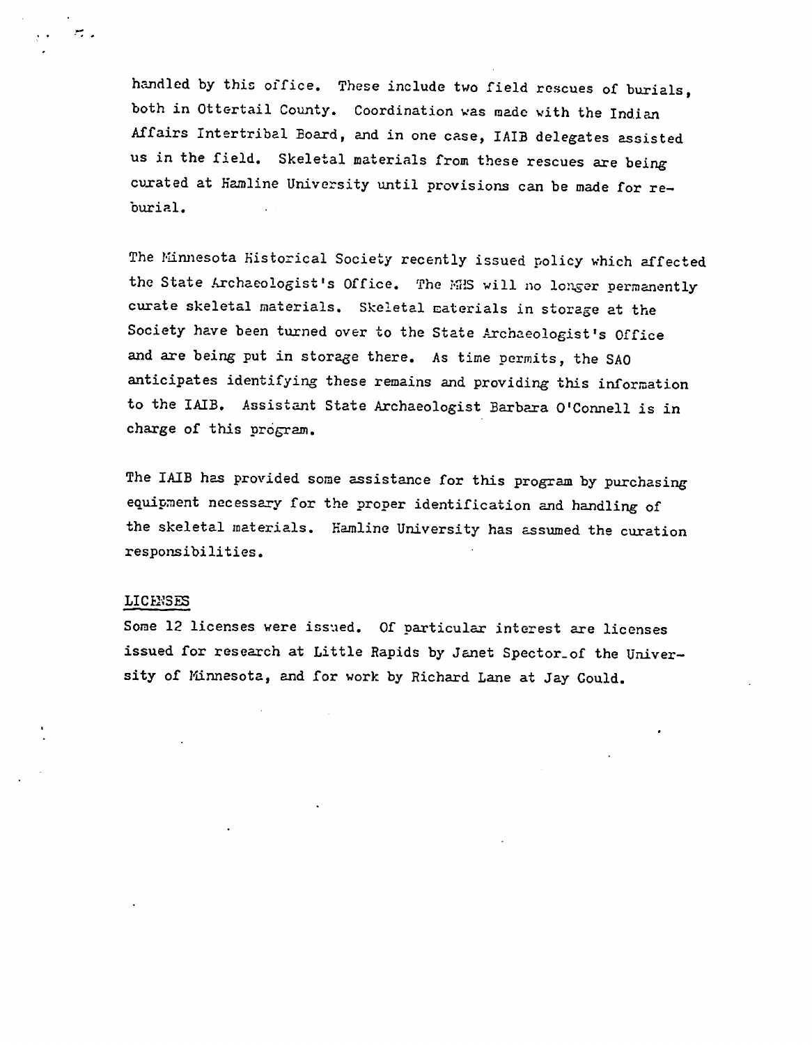handled by this office. These include two field rescues of burials, both in Ottertail County. Coordination was made with the Indian Affairs Intertribal Board, and in one case, IAIB delegates assisted us in the field. Skeletal materials from these rescues are being curated at Hamline University until provisions can be made for re-burial.

The Minnesota Historical Society recently issued policy which affected the State Archaeologist's Office. The MHS will no longer permanently curate skeletal materials. Skeletal materials in storage at the Society have been turned over to the State Archaeologist's Office and are being put in storage there. As time permits, the SAO anticipates identifying these remains and providing this information to the IAIB. Assistant State Archaeologist Barbara O'Connell is in charge of this program.

The IAIB has provided some assistance for this program by purchasing equipment necessary for the proper identification and handling of the skeletal materials. Hamline University has assumed the curation responsibilities.

LICENSES

Some 12 licenses were issued. Of particular interest are licenses issued for research at Little Rapids by Janet Spector of the University of Minnesota, and for work by Richard Lane at Jay Could.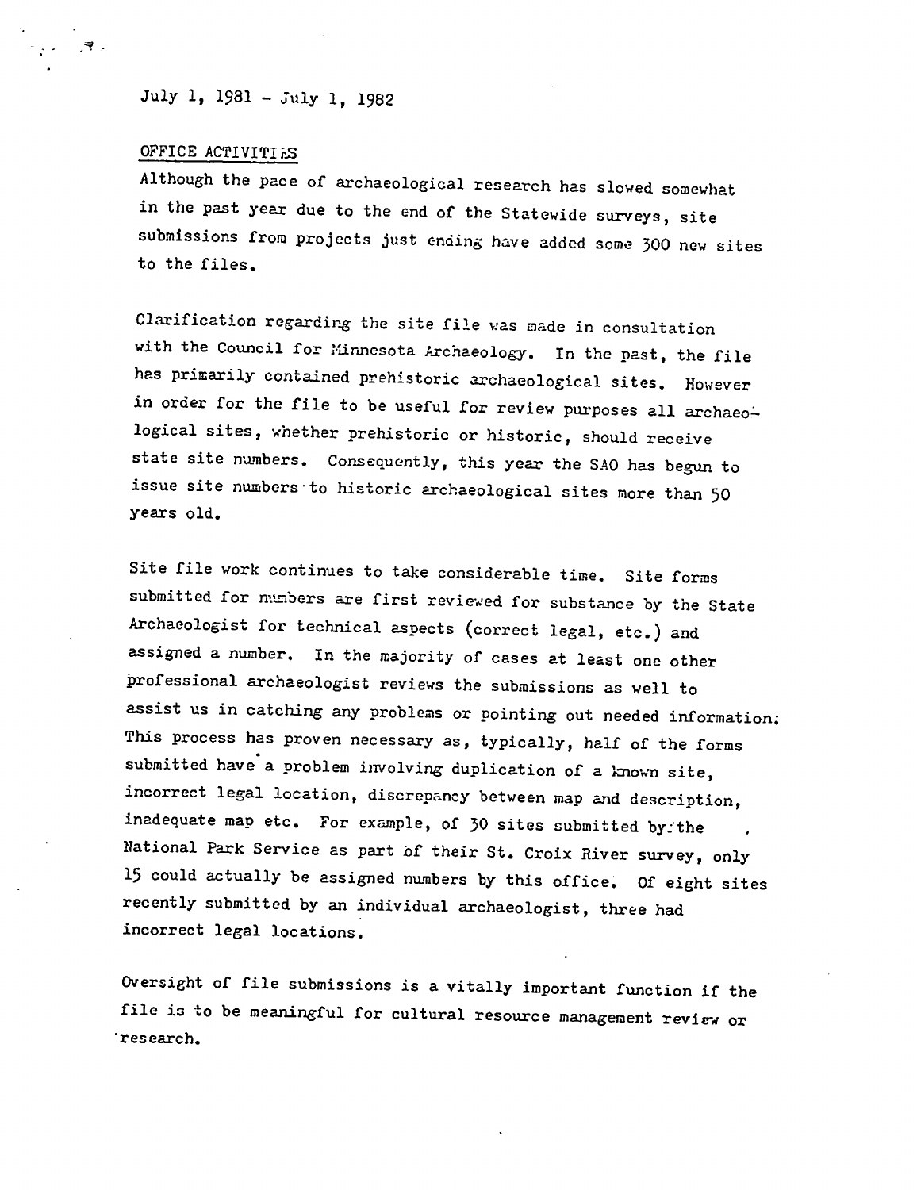July 1, 1981 - July 1, 1982

## OFFICE ACTIVITIES

Although the pace of archaeological research has slowed somewhat in the past year due to the end of the Statewide surveys, site submissions from projects just ending have added some 300 new sites to the files.

Clarification regarding the site file was made in consultation with the Council for Minnesota Archaeology. In the past, the file has primarily contained prehistoric archaeological sites. However in order for the file to be useful for review purposes all archaeological sites, whether prehistoric or historic, should receive state site numbers. Consequently, this year the SAO has begun to issue site numbers to historic archaeological sites more than 50 years old.

Site file work continues to take considerable time. Site forms submitted for numbers are first reviewed for substance by the State Archaeologist for technical aspects (correct legal, etc.) and assigned a number. In the majority of cases at least one other professional archaeologist reviews the submissions as well to assist us in catching any problems or pointing out needed information. This process has proven necessary as, typically, half of the forms submitted have a problem involving duplication of a known site, incorrect legal location, discrepancy between map and description, inadequate map etc. For example, of 30 sites submitted by the National Park Service as part of their St. Croix River survey, only 15 could actually be assigned numbers by this office. Of eight sites recently submitted by an individual archaeologist, three had incorrect legal locations.

Oversight of file submissions is a vitally important function if the file is to be meaningful for cultural resource management review or research.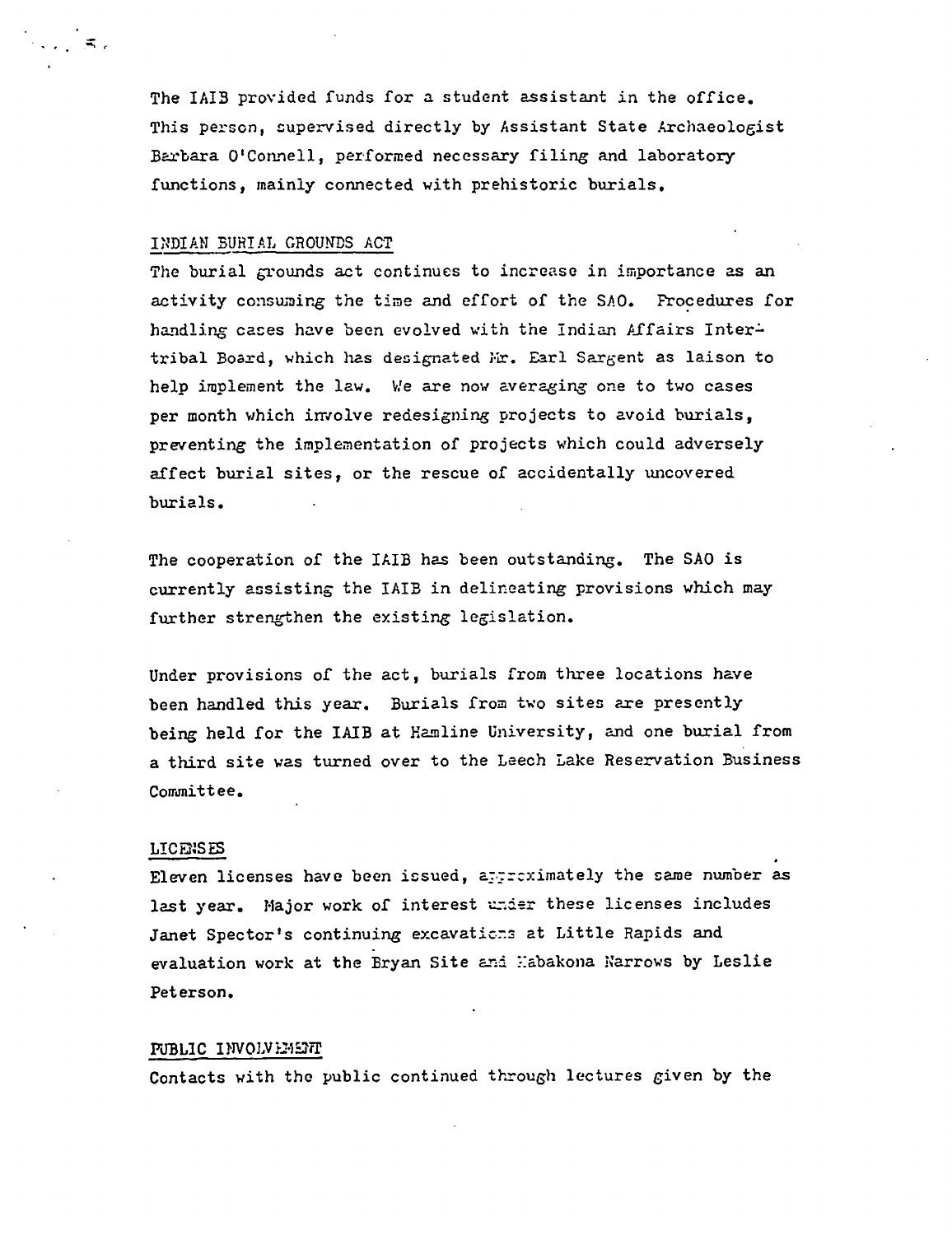The IAIB provided funds for a student assistant in the office. This person, supervised directly by Assistant State Archaeologist Barbara O'Connell, performed necessary filing and laboratory functions, mainly connected with prehistoric burials.

## INDIAN BURIAL GROUNDS ACT

The burial grounds act continues to increase in importance as an activity consuming the time and effort of the SAO. Procedures for handling cases have been evolved with the Indian Affairs Inter-tribal Board, which has designated Mr. Earl Sargent as laison to help implement the law. We are now averaging one to two cases per month which involve redesigning projects to avoid burials, preventing the implementation of projects which could adversely affect burial sites, or the rescue of accidentally uncovered burials.

The cooperation of the IAIB has been outstanding. The SAO is currently assisting the IAIB in delineating provisions which may further strengthen the existing legislation.

Under provisions of the act, burials from three locations have been handled this year. Burials from two sites are presently being held for the IAIB at Hamline University, and one burial from a third site was turned over to the Leech Lake Reservation Business Committee.

## LICENSES

Eleven licenses have been issued, approximately the same number as last year. Major work of interest under these licenses includes Janet Spector's continuing excavations at Little Rapids and evaluation work at the Bryan Site and Nabakona Narrows by Leslie Peterson.

## PUBLIC INVOLVEMENT

Contacts with the public continued through lectures given by the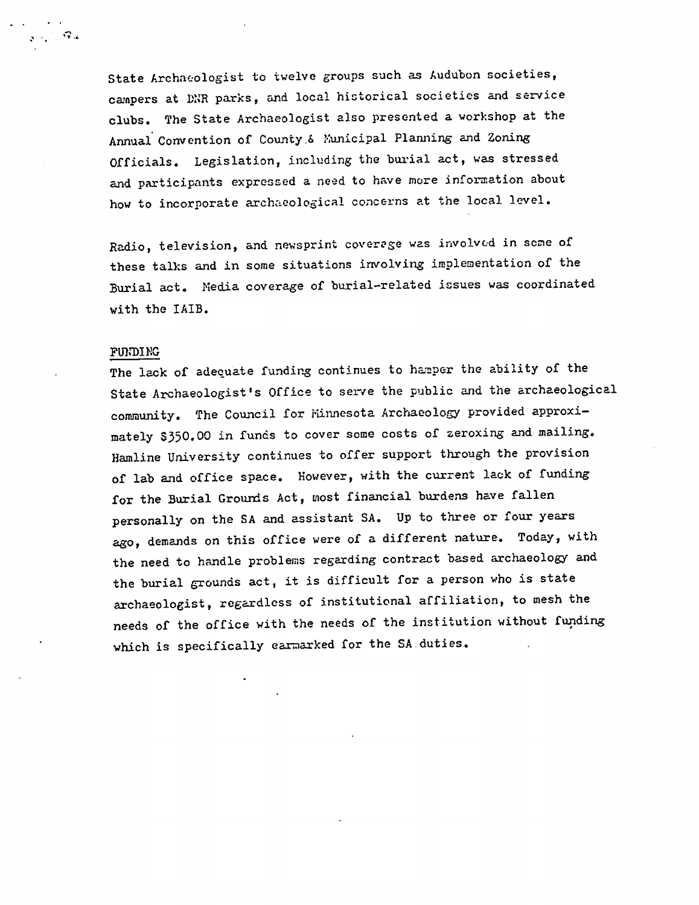State Archaeologist to twelve groups such as Audubon societies, campers at DNR parks, and local historical societies and service clubs. The State Archaeologist also presented a workshop at the Annual Convention of County & Municipal Planning and Zoning Officials. Legislation, including the burial act, was stressed and participants expressed a need to have more information about how to incorporate archaeological concerns at the local level.

Radio, television, and newsprint coverage was involved in some of these talks and in some situations involving implementation of the Burial act. Media coverage of burial-related issues was coordinated with the IAIB.

## FUNDING

The lack of adequate funding continues to hamper the ability of the State Archaeologist's Office to serve the public and the archaeological community. The Council for Minnesota Archaeology provided approximately $350.00 in funds to cover some costs of zeroxing and mailing. Hamline University continues to offer support through the provision of lab and office space. However, with the current lack of funding for the Burial Grounds Act, most financial burdens have fallen personally on the SA and assistant SA. Up to three or four years ago, demands on this office were of a different nature. Today, with the need to handle problems regarding contract based archaeology and the burial grounds act, it is difficult for a person who is state archaeologist, regardless of institutional affiliation, to mesh the needs of the office with the needs of the institution without funding which is specifically earmarked for the SA duties.